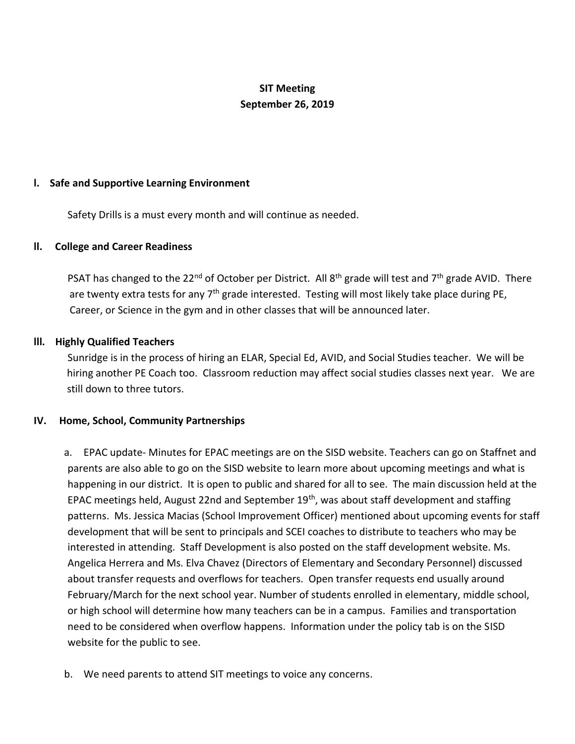**SIT Meeting**
**September 26, 2019**

## I. Safe and Supportive Learning Environment

Safety Drills is a must every month and will continue as needed.

## II. College and Career Readiness

PSAT has changed to the 22nd of October per District. All 8th grade will test and 7th grade AVID. There are twenty extra tests for any 7th grade interested. Testing will most likely take place during PE, Career, or Science in the gym and in other classes that will be announced later.

## III. Highly Qualified Teachers

Sunridge is in the process of hiring an ELAR, Special Ed, AVID, and Social Studies teacher. We will be hiring another PE Coach too. Classroom reduction may affect social studies classes next year. We are still down to three tutors.

## IV. Home, School, Community Partnerships

a. EPAC update- Minutes for EPAC meetings are on the SISD website. Teachers can go on Staffnet and parents are also able to go on the SISD website to learn more about upcoming meetings and what is happening in our district. It is open to public and shared for all to see. The main discussion held at the EPAC meetings held, August 22nd and September 19th, was about staff development and staffing patterns. Ms. Jessica Macias (School Improvement Officer) mentioned about upcoming events for staff development that will be sent to principals and SCEI coaches to distribute to teachers who may be interested in attending. Staff Development is also posted on the staff development website. Ms. Angelica Herrera and Ms. Elva Chavez (Directors of Elementary and Secondary Personnel) discussed about transfer requests and overflows for teachers. Open transfer requests end usually around February/March for the next school year. Number of students enrolled in elementary, middle school, or high school will determine how many teachers can be in a campus. Families and transportation need to be considered when overflow happens. Information under the policy tab is on the SISD website for the public to see.

b. We need parents to attend SIT meetings to voice any concerns.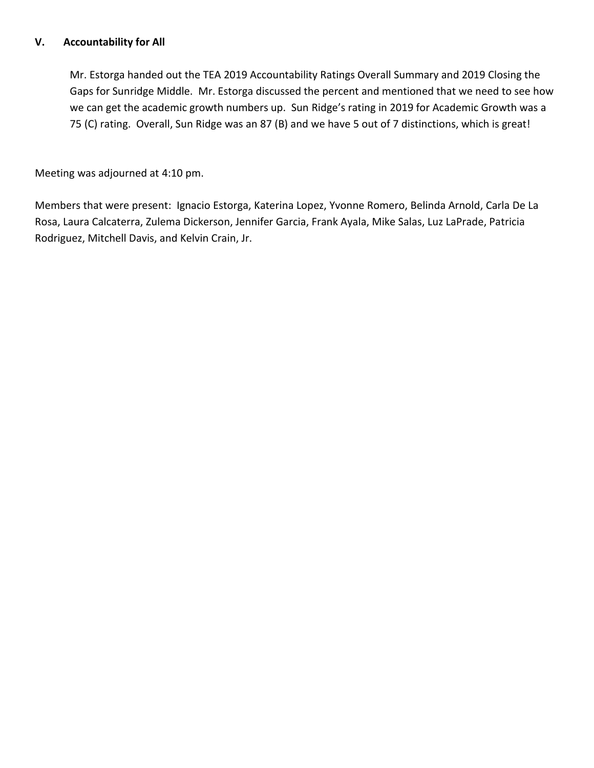## V. Accountability for All

Mr. Estorga handed out the TEA 2019 Accountability Ratings Overall Summary and 2019 Closing the Gaps for Sunridge Middle. Mr. Estorga discussed the percent and mentioned that we need to see how we can get the academic growth numbers up. Sun Ridge's rating in 2019 for Academic Growth was a 75 (C) rating. Overall, Sun Ridge was an 87 (B) and we have 5 out of 7 distinctions, which is great!

Meeting was adjourned at 4:10 pm.

Members that were present: Ignacio Estorga, Katerina Lopez, Yvonne Romero, Belinda Arnold, Carla De La Rosa, Laura Calcaterra, Zulema Dickerson, Jennifer Garcia, Frank Ayala, Mike Salas, Luz LaPrade, Patricia Rodriguez, Mitchell Davis, and Kelvin Crain, Jr.